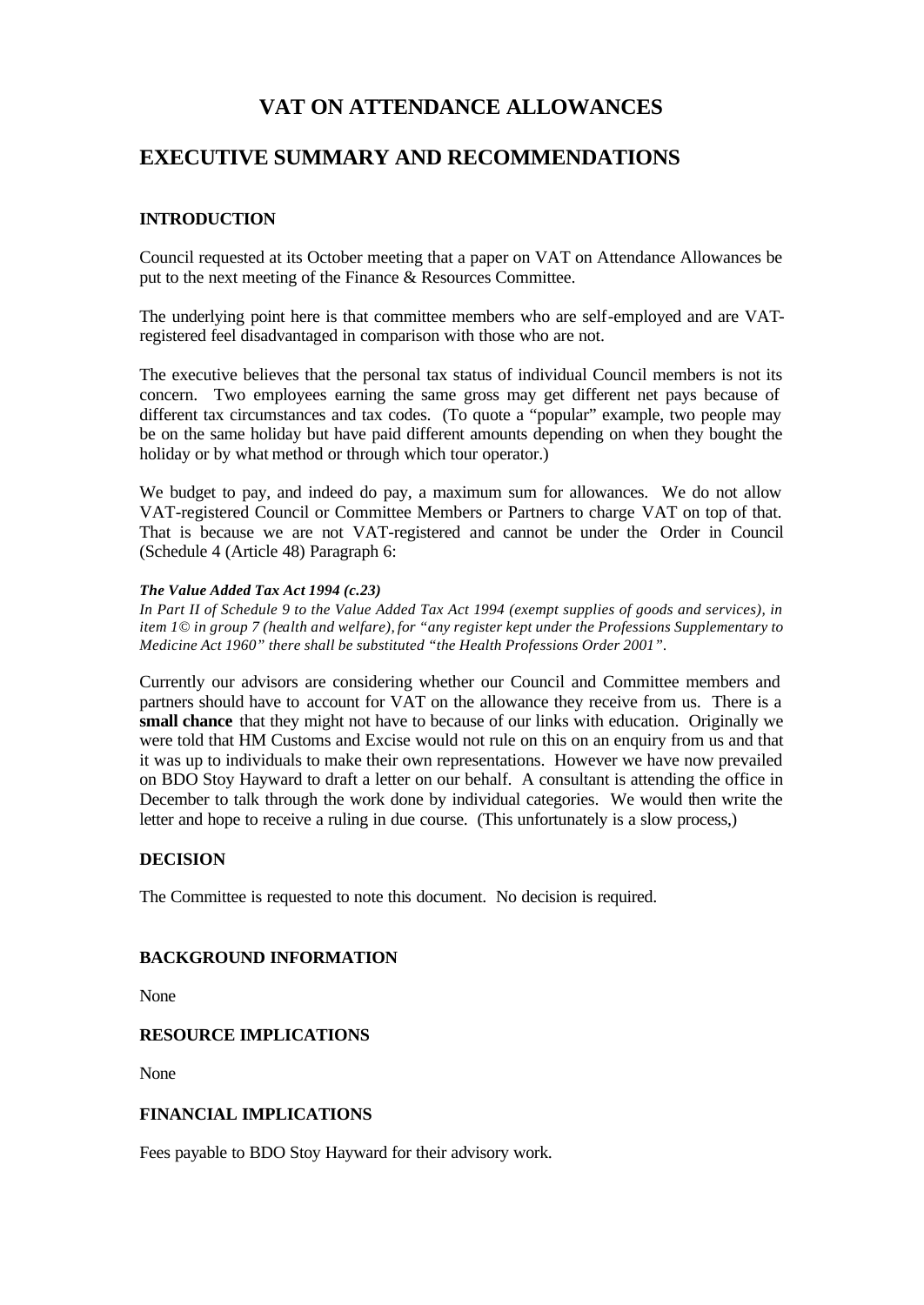# VAT ON ATTENDANCE ALLOWANCES

## EXECUTIVE SUMMARY AND RECOMMENDATIONS

### INTRODUCTION

Council requested at its October meeting that a paper on VAT on Attendance Allowances be put to the next meeting of the Finance & Resources Committee.

The underlying point here is that committee members who are self-employed and are VAT-registered feel disadvantaged in comparison with those who are not.

The executive believes that the personal tax status of individual Council members is not its concern. Two employees earning the same gross may get different net pays because of different tax circumstances and tax codes. (To quote a "popular" example, two people may be on the same holiday but have paid different amounts depending on when they bought the holiday or by what method or through which tour operator.)

We budget to pay, and indeed do pay, a maximum sum for allowances. We do not allow VAT-registered Council or Committee Members or Partners to charge VAT on top of that. That is because we are not VAT-registered and cannot be under the Order in Council (Schedule 4 (Article 48) Paragraph 6:

***The Value Added Tax Act 1994 (c.23)***
*In Part II of Schedule 9 to the Value Added Tax Act 1994 (exempt supplies of goods and services), in item 1© in group 7 (health and welfare), for "any register kept under the Professions Supplementary to Medicine Act 1960" there shall be substituted "the Health Professions Order 2001".*

Currently our advisors are considering whether our Council and Committee members and partners should have to account for VAT on the allowance they receive from us. There is a **small chance** that they might not have to because of our links with education. Originally we were told that HM Customs and Excise would not rule on this on an enquiry from us and that it was up to individuals to make their own representations. However we have now prevailed on BDO Stoy Hayward to draft a letter on our behalf. A consultant is attending the office in December to talk through the work done by individual categories. We would then write the letter and hope to receive a ruling in due course. (This unfortunately is a slow process,)

### DECISION

The Committee is requested to note this document. No decision is required.

### BACKGROUND INFORMATION

None

### RESOURCE IMPLICATIONS

None

### FINANCIAL IMPLICATIONS

Fees payable to BDO Stoy Hayward for their advisory work.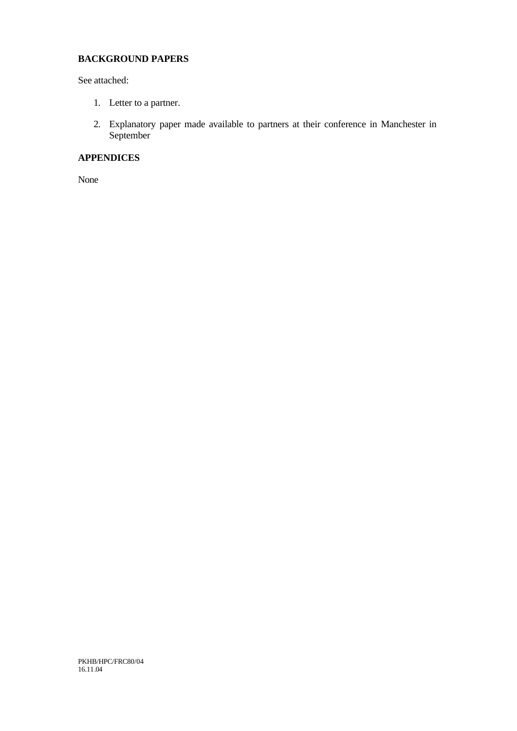**BACKGROUND PAPERS**

See attached:

1. Letter to a partner.
2. Explanatory paper made available to partners at their conference in Manchester in September

**APPENDICES**

None

PKHB/HPC/FRC80/04
16.11.04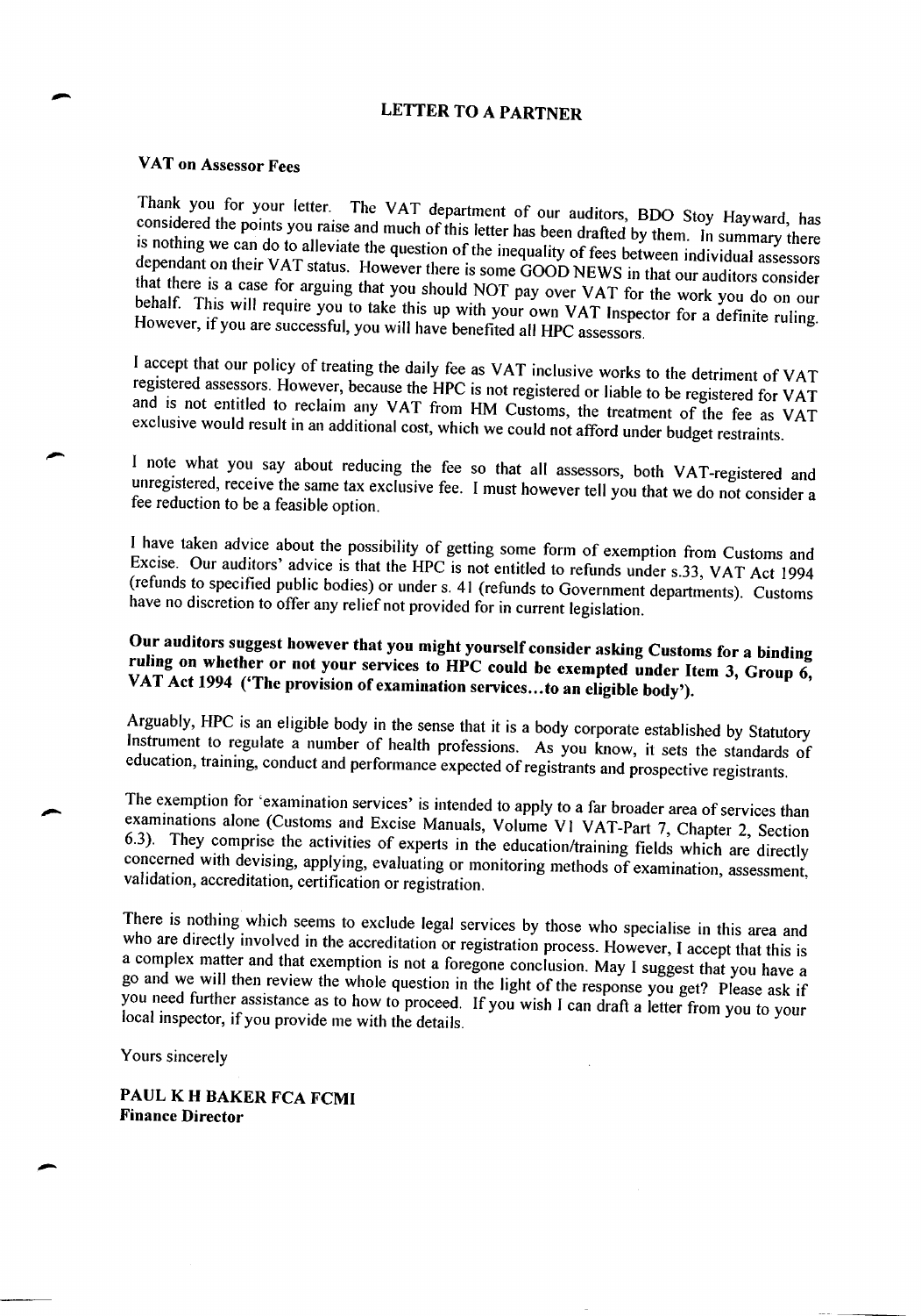# LETTER TO A PARTNER

## VAT on Assessor Fees

Thank you for your letter. The VAT department of our auditors, BDO Stoy Hayward, has considered the points you raise and much of this letter has been drafted by them. In summary there is nothing we can do to alleviate the question of the inequality of fees between individual assessors dependant on their VAT status. However there is some GOOD NEWS in that our auditors consider that there is a case for arguing that you should NOT pay over VAT for the work you do on our behalf. This will require you to take this up with your own VAT Inspector for a definite ruling. However, if you are successful, you will have benefited all HPC assessors.

I accept that our policy of treating the daily fee as VAT inclusive works to the detriment of VAT registered assessors. However, because the HPC is not registered or liable to be registered for VAT and is not entitled to reclaim any VAT from HM Customs, the treatment of the fee as VAT exclusive would result in an additional cost, which we could not afford under budget restraints.

I note what you say about reducing the fee so that all assessors, both VAT-registered and unregistered, receive the same tax exclusive fee. I must however tell you that we do not consider a fee reduction to be a feasible option.

I have taken advice about the possibility of getting some form of exemption from Customs and Excise. Our auditors' advice is that the HPC is not entitled to refunds under s.33, VAT Act 1994 (refunds to specified public bodies) or under s. 41 (refunds to Government departments). Customs have no discretion to offer any relief not provided for in current legislation.

**Our auditors suggest however that you might yourself consider asking Customs for a binding ruling on whether or not your services to HPC could be exempted under Item 3, Group 6, VAT Act 1994 ('The provision of examination services…to an eligible body').**

Arguably, HPC is an eligible body in the sense that it is a body corporate established by Statutory Instrument to regulate a number of health professions. As you know, it sets the standards of education, training, conduct and performance expected of registrants and prospective registrants.

The exemption for 'examination services' is intended to apply to a far broader area of services than examinations alone (Customs and Excise Manuals, Volume V1 VAT-Part 7, Chapter 2, Section 6.3). They comprise the activities of experts in the education/training fields which are directly concerned with devising, applying, evaluating or monitoring methods of examination, assessment, validation, accreditation, certification or registration.

There is nothing which seems to exclude legal services by those who specialise in this area and who are directly involved in the accreditation or registration process. However, I accept that this is a complex matter and that exemption is not a foregone conclusion. May I suggest that you have a go and we will then review the whole question in the light of the response you get? Please ask if you need further assistance as to how to proceed. If you wish I can draft a letter from you to your local inspector, if you provide me with the details.

Yours sincerely

**PAUL K H BAKER FCA FCMI**
**Finance Director**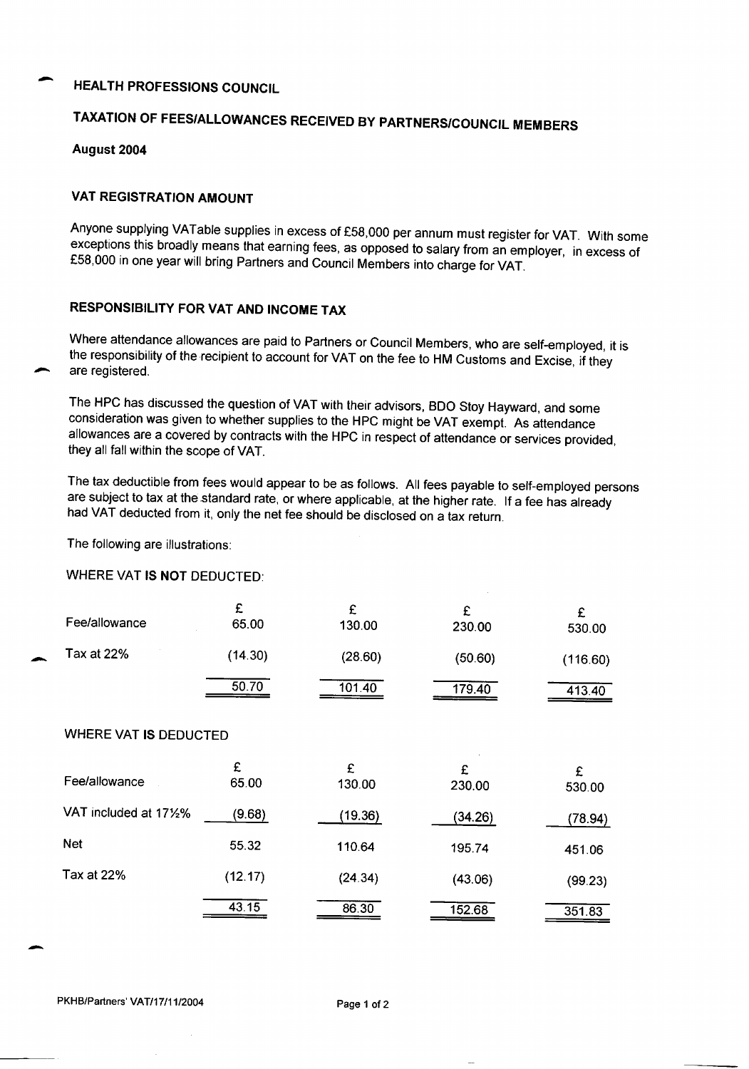# HEALTH PROFESSIONS COUNCIL

## TAXATION OF FEES/ALLOWANCES RECEIVED BY PARTNERS/COUNCIL MEMBERS

**August 2004**

### VAT REGISTRATION AMOUNT

Anyone supplying VATable supplies in excess of £58,000 per annum must register for VAT. With some exceptions this broadly means that earning fees, as opposed to salary from an employer, in excess of £58,000 in one year will bring Partners and Council Members into charge for VAT.

### RESPONSIBILITY FOR VAT AND INCOME TAX

Where attendance allowances are paid to Partners or Council Members, who are self-employed, it is the responsibility of the recipient to account for VAT on the fee to HM Customs and Excise, if they are registered.

The HPC has discussed the question of VAT with their advisors, BDO Stoy Hayward, and some consideration was given to whether supplies to the HPC might be VAT exempt. As attendance allowances are a covered by contracts with the HPC in respect of attendance or services provided, they all fall within the scope of VAT.

The tax deductible from fees would appear to be as follows. All fees payable to self-employed persons are subject to tax at the standard rate, or where applicable, at the higher rate. If a fee has already had VAT deducted from it, only the net fee should be disclosed on a tax return.

The following are illustrations:

WHERE VAT **IS NOT** DEDUCTED:

| | £ | £ | £ | £ |
|---|---|---|---|---|
| Fee/allowance | 65.00 | 130.00 | 230.00 | 530.00 |
| Tax at 22% | (14.30) | (28.60) | (50.60) | (116.60) |
| | 50.70 | 101.40 | 179.40 | 413.40 |

WHERE VAT **IS** DEDUCTED

| | £ | £ | £ | £ |
|---|---|---|---|---|
| Fee/allowance | 65.00 | 130.00 | 230.00 | 530.00 |
| VAT included at 17½% | (9.68) | (19.36) | (34.26) | (78.94) |
| Net | 55.32 | 110.64 | 195.74 | 451.06 |
| Tax at 22% | (12.17) | (24.34) | (43.06) | (99.23) |
| | 43.15 | 86.30 | 152.68 | 351.83 |

PKHB/Partners' VAT/17/11/2004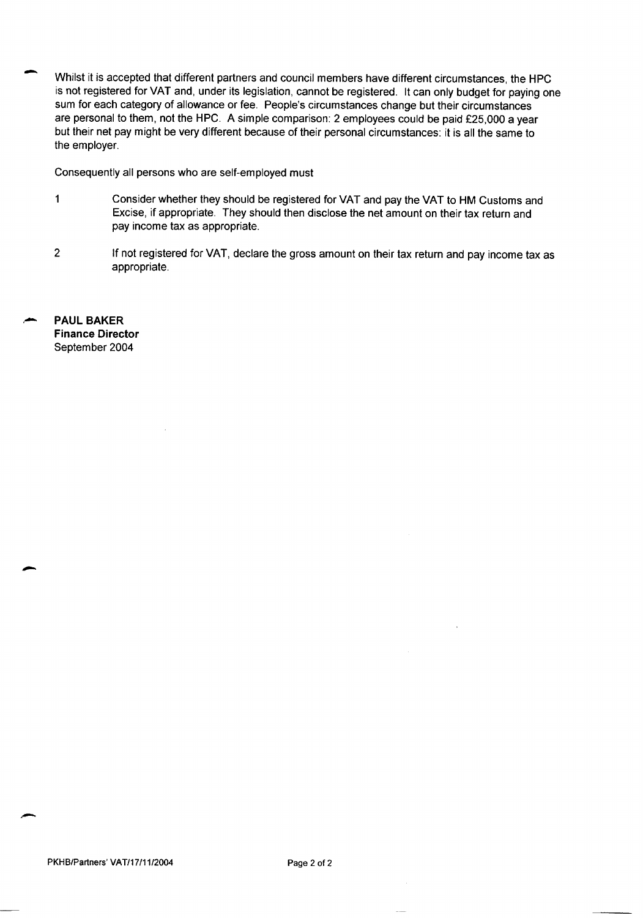Whilst it is accepted that different partners and council members have different circumstances, the HPC is not registered for VAT and, under its legislation, cannot be registered. It can only budget for paying one sum for each category of allowance or fee. People's circumstances change but their circumstances are personal to them, not the HPC. A simple comparison: 2 employees could be paid £25,000 a year but their net pay might be very different because of their personal circumstances: it is all the same to the employer.

Consequently all persons who are self-employed must

1. Consider whether they should be registered for VAT and pay the VAT to HM Customs and Excise, if appropriate. They should then disclose the net amount on their tax return and pay income tax as appropriate.

2. If not registered for VAT, declare the gross amount on their tax return and pay income tax as appropriate.

**PAUL BAKER**
**Finance Director**
September 2004

PKHB/Partners' VAT/17/11/2004